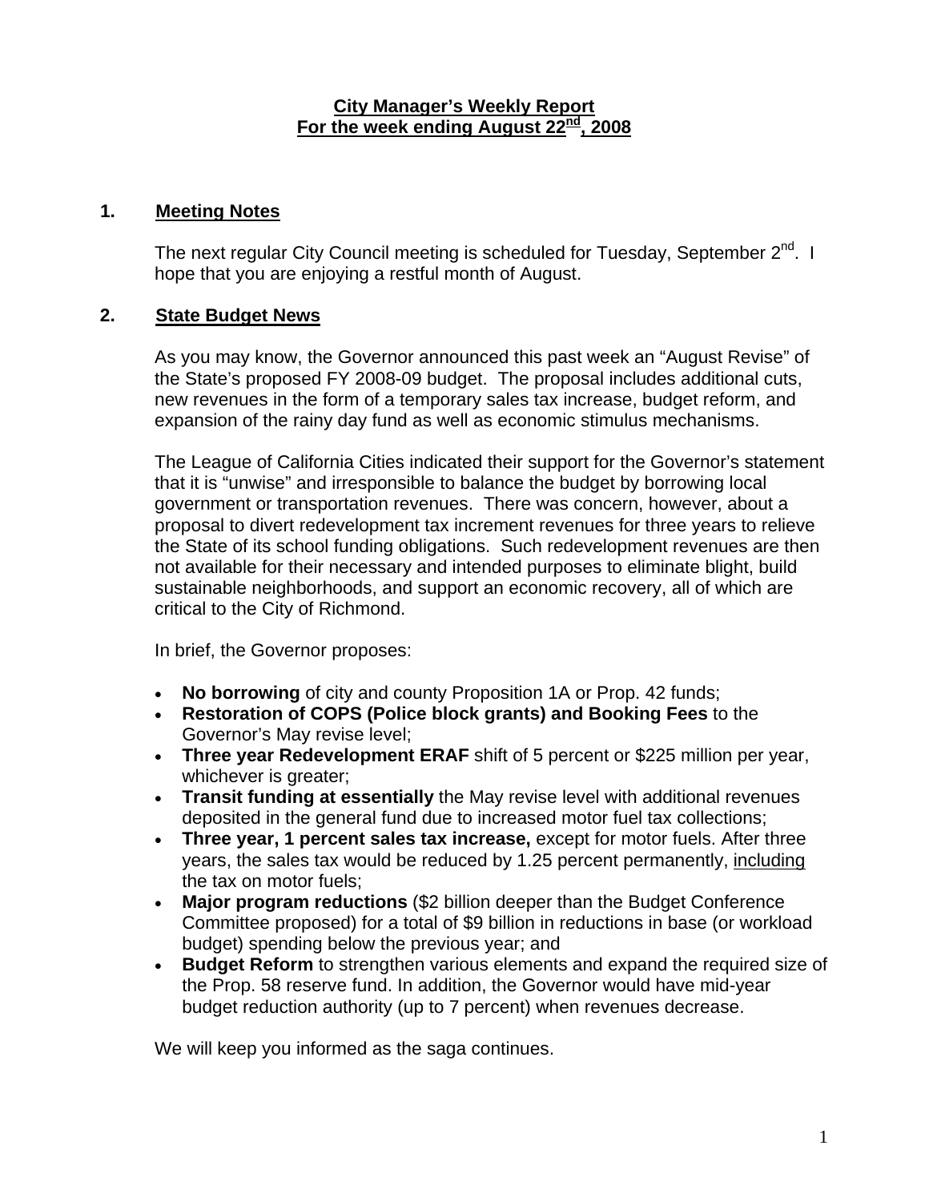# City Manager's Weekly Report
## For the week ending August 22nd, 2008

## 1. Meeting Notes

The next regular City Council meeting is scheduled for Tuesday, September 2nd. I hope that you are enjoying a restful month of August.

## 2. State Budget News

As you may know, the Governor announced this past week an "August Revise" of the State's proposed FY 2008-09 budget. The proposal includes additional cuts, new revenues in the form of a temporary sales tax increase, budget reform, and expansion of the rainy day fund as well as economic stimulus mechanisms.

The League of California Cities indicated their support for the Governor's statement that it is "unwise" and irresponsible to balance the budget by borrowing local government or transportation revenues. There was concern, however, about a proposal to divert redevelopment tax increment revenues for three years to relieve the State of its school funding obligations. Such redevelopment revenues are then not available for their necessary and intended purposes to eliminate blight, build sustainable neighborhoods, and support an economic recovery, all of which are critical to the City of Richmond.

In brief, the Governor proposes:

- **No borrowing** of city and county Proposition 1A or Prop. 42 funds;
- **Restoration of COPS (Police block grants) and Booking Fees** to the Governor's May revise level;
- **Three year Redevelopment ERAF** shift of 5 percent or $225 million per year, whichever is greater;
- **Transit funding at essentially** the May revise level with additional revenues deposited in the general fund due to increased motor fuel tax collections;
- **Three year, 1 percent sales tax increase,** except for motor fuels. After three years, the sales tax would be reduced by 1.25 percent permanently, including the tax on motor fuels;
- **Major program reductions** ($2 billion deeper than the Budget Conference Committee proposed) for a total of $9 billion in reductions in base (or workload budget) spending below the previous year; and
- **Budget Reform** to strengthen various elements and expand the required size of the Prop. 58 reserve fund. In addition, the Governor would have mid-year budget reduction authority (up to 7 percent) when revenues decrease.

We will keep you informed as the saga continues.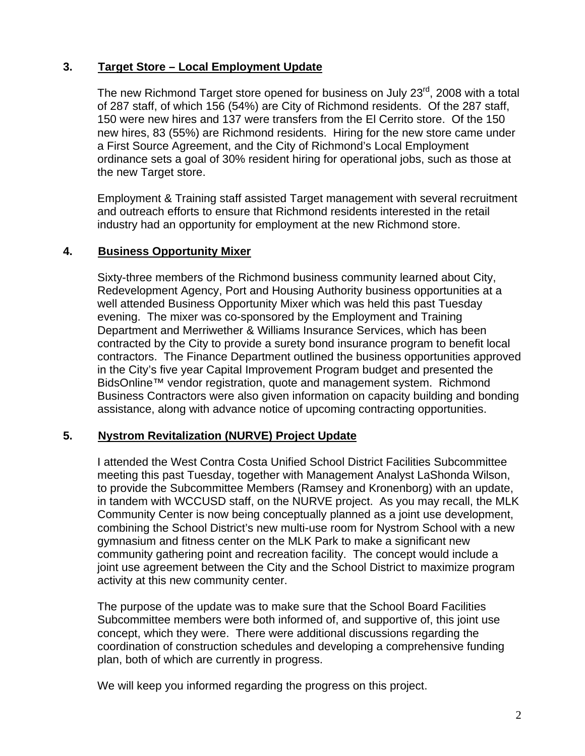### 3. Target Store – Local Employment Update

The new Richmond Target store opened for business on July 23rd, 2008 with a total of 287 staff, of which 156 (54%) are City of Richmond residents. Of the 287 staff, 150 were new hires and 137 were transfers from the El Cerrito store. Of the 150 new hires, 83 (55%) are Richmond residents. Hiring for the new store came under a First Source Agreement, and the City of Richmond's Local Employment ordinance sets a goal of 30% resident hiring for operational jobs, such as those at the new Target store.

Employment & Training staff assisted Target management with several recruitment and outreach efforts to ensure that Richmond residents interested in the retail industry had an opportunity for employment at the new Richmond store.

### 4. Business Opportunity Mixer

Sixty-three members of the Richmond business community learned about City, Redevelopment Agency, Port and Housing Authority business opportunities at a well attended Business Opportunity Mixer which was held this past Tuesday evening. The mixer was co-sponsored by the Employment and Training Department and Merriwether & Williams Insurance Services, which has been contracted by the City to provide a surety bond insurance program to benefit local contractors. The Finance Department outlined the business opportunities approved in the City's five year Capital Improvement Program budget and presented the BidsOnline™ vendor registration, quote and management system. Richmond Business Contractors were also given information on capacity building and bonding assistance, along with advance notice of upcoming contracting opportunities.

### 5. Nystrom Revitalization (NURVE) Project Update

I attended the West Contra Costa Unified School District Facilities Subcommittee meeting this past Tuesday, together with Management Analyst LaShonda Wilson, to provide the Subcommittee Members (Ramsey and Kronenborg) with an update, in tandem with WCCUSD staff, on the NURVE project. As you may recall, the MLK Community Center is now being conceptually planned as a joint use development, combining the School District's new multi-use room for Nystrom School with a new gymnasium and fitness center on the MLK Park to make a significant new community gathering point and recreation facility. The concept would include a joint use agreement between the City and the School District to maximize program activity at this new community center.

The purpose of the update was to make sure that the School Board Facilities Subcommittee members were both informed of, and supportive of, this joint use concept, which they were. There were additional discussions regarding the coordination of construction schedules and developing a comprehensive funding plan, both of which are currently in progress.

We will keep you informed regarding the progress on this project.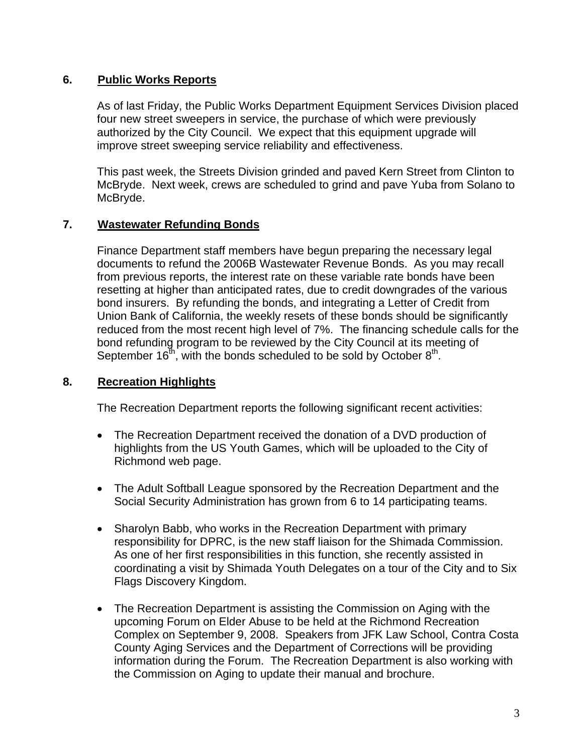## 6. Public Works Reports

As of last Friday, the Public Works Department Equipment Services Division placed four new street sweepers in service, the purchase of which were previously authorized by the City Council. We expect that this equipment upgrade will improve street sweeping service reliability and effectiveness.

This past week, the Streets Division grinded and paved Kern Street from Clinton to McBryde. Next week, crews are scheduled to grind and pave Yuba from Solano to McBryde.

## 7. Wastewater Refunding Bonds

Finance Department staff members have begun preparing the necessary legal documents to refund the 2006B Wastewater Revenue Bonds. As you may recall from previous reports, the interest rate on these variable rate bonds have been resetting at higher than anticipated rates, due to credit downgrades of the various bond insurers. By refunding the bonds, and integrating a Letter of Credit from Union Bank of California, the weekly resets of these bonds should be significantly reduced from the most recent high level of 7%. The financing schedule calls for the bond refunding program to be reviewed by the City Council at its meeting of September 16th, with the bonds scheduled to be sold by October 8th.

## 8. Recreation Highlights

The Recreation Department reports the following significant recent activities:

- The Recreation Department received the donation of a DVD production of highlights from the US Youth Games, which will be uploaded to the City of Richmond web page.

- The Adult Softball League sponsored by the Recreation Department and the Social Security Administration has grown from 6 to 14 participating teams.

- Sharolyn Babb, who works in the Recreation Department with primary responsibility for DPRC, is the new staff liaison for the Shimada Commission. As one of her first responsibilities in this function, she recently assisted in coordinating a visit by Shimada Youth Delegates on a tour of the City and to Six Flags Discovery Kingdom.

- The Recreation Department is assisting the Commission on Aging with the upcoming Forum on Elder Abuse to be held at the Richmond Recreation Complex on September 9, 2008. Speakers from JFK Law School, Contra Costa County Aging Services and the Department of Corrections will be providing information during the Forum. The Recreation Department is also working with the Commission on Aging to update their manual and brochure.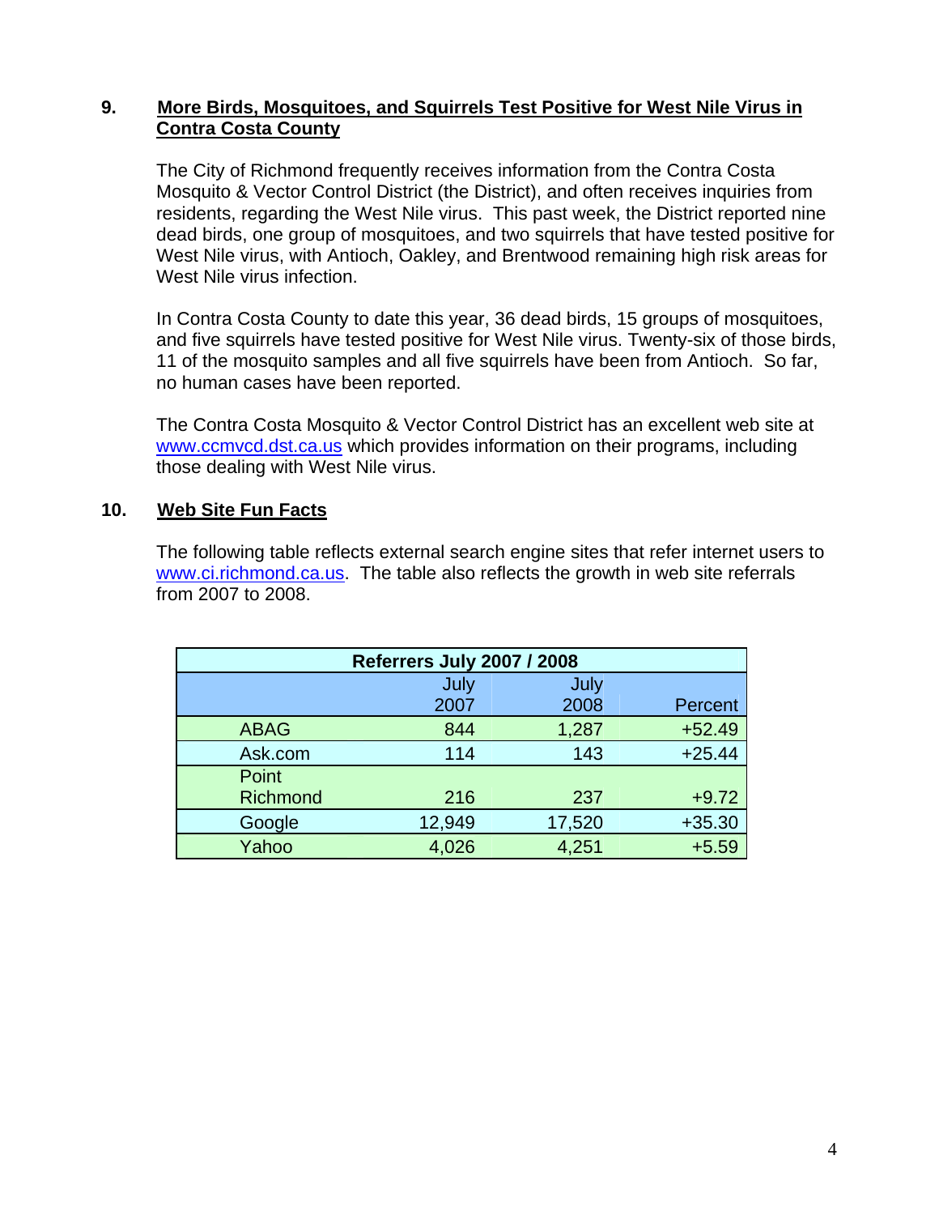**9. More Birds, Mosquitoes, and Squirrels Test Positive for West Nile Virus in Contra Costa County**

The City of Richmond frequently receives information from the Contra Costa Mosquito & Vector Control District (the District), and often receives inquiries from residents, regarding the West Nile virus. This past week, the District reported nine dead birds, one group of mosquitoes, and two squirrels that have tested positive for West Nile virus, with Antioch, Oakley, and Brentwood remaining high risk areas for West Nile virus infection.

In Contra Costa County to date this year, 36 dead birds, 15 groups of mosquitoes, and five squirrels have tested positive for West Nile virus. Twenty-six of those birds, 11 of the mosquito samples and all five squirrels have been from Antioch. So far, no human cases have been reported.

The Contra Costa Mosquito & Vector Control District has an excellent web site at www.ccmvcd.dst.ca.us which provides information on their programs, including those dealing with West Nile virus.

**10. Web Site Fun Facts**

The following table reflects external search engine sites that refer internet users to www.ci.richmond.ca.us. The table also reflects the growth in web site referrals from 2007 to 2008.

| Referrers July 2007 / 2008 | | | |
|---|---|---|---|
| | July 2007 | July 2008 | Percent |
| ABAG | 844 | 1,287 | +52.49 |
| Ask.com | 114 | 143 | +25.44 |
| Point Richmond | 216 | 237 | +9.72 |
| Google | 12,949 | 17,520 | +35.30 |
| Yahoo | 4,026 | 4,251 | +5.59 |